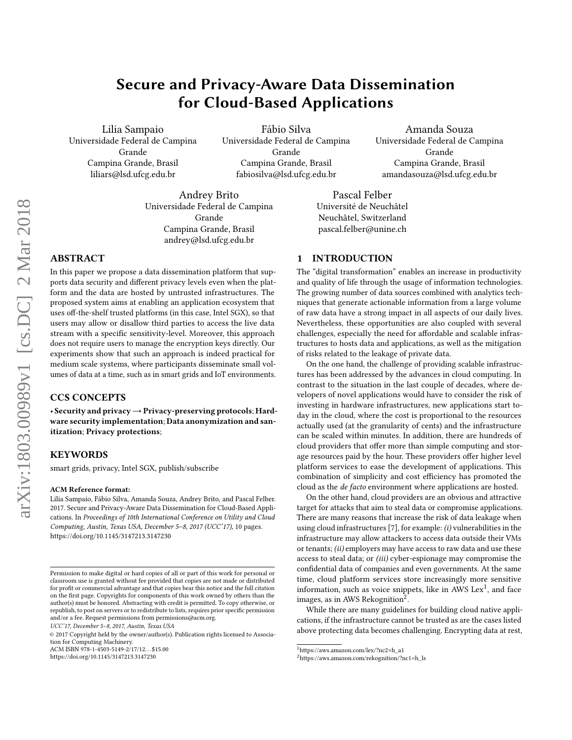# Secure and Privacy-Aware Data Dissemination for Cloud-Based Applications

Lilia Sampaio
Universidade Federal de Campina Grande
Campina Grande, Brasil
liliars@lsd.ufcg.edu.br

Fábio Silva
Universidade Federal de Campina Grande
Campina Grande, Brasil
fabiosilva@lsd.ufcg.edu.br

Amanda Souza
Universidade Federal de Campina Grande
Campina Grande, Brasil
amandasouza@lsd.ufcg.edu.br

Andrey Brito
Universidade Federal de Campina Grande
Campina Grande, Brasil
andrey@lsd.ufcg.edu.br

Pascal Felber
Université de Neuchâtel
Neuchâtel, Switzerland
pascal.felber@unine.ch

## ABSTRACT

In this paper we propose a data dissemination platform that supports data security and different privacy levels even when the platform and the data are hosted by untrusted infrastructures. The proposed system aims at enabling an application ecosystem that uses off-the-shelf trusted platforms (in this case, Intel SGX), so that users may allow or disallow third parties to access the live data stream with a specific sensitivity-level. Moreover, this approach does not require users to manage the encryption keys directly. Our experiments show that such an approach is indeed practical for medium scale systems, where participants disseminate small volumes of data at a time, such as in smart grids and IoT environments.

## CCS CONCEPTS

• **Security and privacy → Privacy-preserving protocols**; **Hardware security implementation**; **Data anonymization and sanitization**; **Privacy protections**;

## KEYWORDS

smart grids, privacy, Intel SGX, publish/subscribe

**ACM Reference format:**
Lilia Sampaio, Fábio Silva, Amanda Souza, Andrey Brito, and Pascal Felber. 2017. Secure and Privacy-Aware Data Dissemination for Cloud-Based Applications. In *Proceedings of 10th International Conference on Utility and Cloud Computing, Austin, Texas USA, December 5–8, 2017 (UCC'17),* 10 pages.
https://doi.org/10.1145/3147213.3147230

Permission to make digital or hard copies of all or part of this work for personal or classroom use is granted without fee provided that copies are not made or distributed for profit or commercial advantage and that copies bear this notice and the full citation on the first page. Copyrights for components of this work owned by others than the author(s) must be honored. Abstracting with credit is permitted. To copy otherwise, or republish, to post on servers or to redistribute to lists, requires prior specific permission and/or a fee. Request permissions from permissions@acm.org.
*UCC'17, December 5–8, 2017, Austin, Texas USA*
© 2017 Copyright held by the owner/author(s). Publication rights licensed to Association for Computing Machinery.
ACM ISBN 978-1-4503-5149-2/17/12…$15.00
https://doi.org/10.1145/3147213.3147230

## 1 INTRODUCTION

The "digital transformation" enables an increase in productivity and quality of life through the usage of information technologies. The growing number of data sources combined with analytics techniques that generate actionable information from a large volume of raw data have a strong impact in all aspects of our daily lives. Nevertheless, these opportunities are also coupled with several challenges, especially the need for affordable and scalable infrastructures to hosts data and applications, as well as the mitigation of risks related to the leakage of private data.

On the one hand, the challenge of providing scalable infrastructures has been addressed by the advances in cloud computing. In contrast to the situation in the last couple of decades, where developers of novel applications would have to consider the risk of investing in hardware infrastructures, new applications start today in the cloud, where the cost is proportional to the resources actually used (at the granularity of cents) and the infrastructure can be scaled within minutes. In addition, there are hundreds of cloud providers that offer more than simple computing and storage resources paid by the hour. These providers offer higher level platform services to ease the development of applications. This combination of simplicity and cost efficiency has promoted the cloud as the *de facto* environment where applications are hosted.

On the other hand, cloud providers are an obvious and attractive target for attacks that aim to steal data or compromise applications. There are many reasons that increase the risk of data leakage when using cloud infrastructures [7], for example: *(i)* vulnerabilities in the infrastructure may allow attackers to access data outside their VMs or tenants; *(ii)* employers may have access to raw data and use these access to steal data; or *(iii)* cyber-espionage may compromise the confidential data of companies and even governments. At the same time, cloud platform services store increasingly more sensitive information, such as voice snippets, like in AWS Lex[1], and face images, as in AWS Rekognition[2].

While there are many guidelines for building cloud native applications, if the infrastructure cannot be trusted as are the cases listed above protecting data becomes challenging. Encrypting data at rest,

[1] https://aws.amazon.com/lex/?nc2=h_a1
[2] https://aws.amazon.com/rekognition/?nc1=h_ls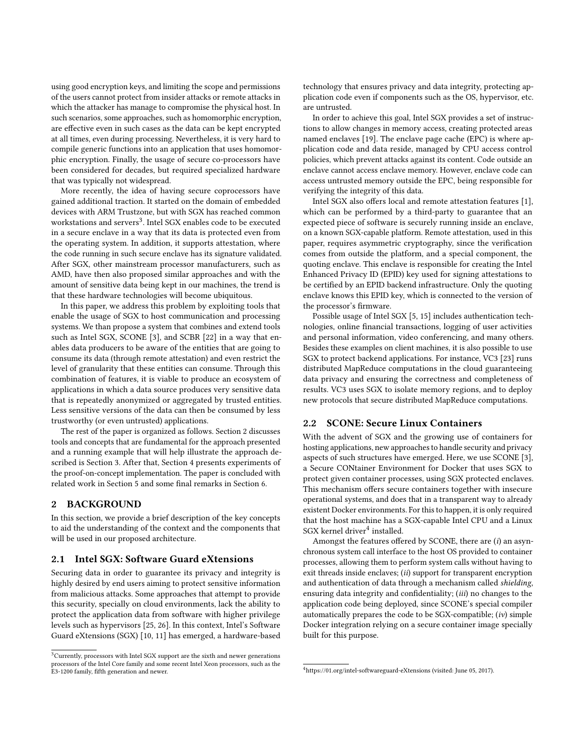using good encryption keys, and limiting the scope and permissions of the users cannot protect from insider attacks or remote attacks in which the attacker has manage to compromise the physical host. In such scenarios, some approaches, such as homomorphic encryption, are effective even in such cases as the data can be kept encrypted at all times, even during processing. Nevertheless, it is very hard to compile generic functions into an application that uses homomorphic encryption. Finally, the usage of secure co-processors have been considered for decades, but required specialized hardware that was typically not widespread.

More recently, the idea of having secure coprocessors have gained additional traction. It started on the domain of embedded devices with ARM Trustzone, but with SGX has reached common workstations and servers[3]. Intel SGX enables code to be executed in a secure enclave in a way that its data is protected even from the operating system. In addition, it supports attestation, where the code running in such secure enclave has its signature validated. After SGX, other mainstream processor manufacturers, such as AMD, have then also proposed similar approaches and with the amount of sensitive data being kept in our machines, the trend is that these hardware technologies will become ubiquitous.

In this paper, we address this problem by exploiting tools that enable the usage of SGX to host communication and processing systems. We than propose a system that combines and extend tools such as Intel SGX, SCONE [3], and SCBR [22] in a way that enables data producers to be aware of the entities that are going to consume its data (through remote attestation) and even restrict the level of granularity that these entities can consume. Through this combination of features, it is viable to produce an ecosystem of applications in which a data source produces very sensitive data that is repeatedly anonymized or aggregated by trusted entities. Less sensitive versions of the data can then be consumed by less trustworthy (or even untrusted) applications.

The rest of the paper is organized as follows. Section 2 discusses tools and concepts that are fundamental for the approach presented and a running example that will help illustrate the approach described is Section 3. After that, Section 4 presents experiments of the proof-on-concept implementation. The paper is concluded with related work in Section 5 and some final remarks in Section 6.

## 2 BACKGROUND

In this section, we provide a brief description of the key concepts to aid the understanding of the context and the components that will be used in our proposed architecture.

### 2.1 Intel SGX: Software Guard eXtensions

Securing data in order to guarantee its privacy and integrity is highly desired by end users aiming to protect sensitive information from malicious attacks. Some approaches that attempt to provide this security, specially on cloud environments, lack the ability to protect the application data from software with higher privilege levels such as hypervisors [25, 26]. In this context, Intel's Software Guard eXtensions (SGX) [10, 11] has emerged, a hardware-based technology that ensures privacy and data integrity, protecting application code even if components such as the OS, hypervisor, etc. are untrusted.

In order to achieve this goal, Intel SGX provides a set of instructions to allow changes in memory access, creating protected areas named enclaves [19]. The enclave page cache (EPC) is where application code and data reside, managed by CPU access control policies, which prevent attacks against its content. Code outside an enclave cannot access enclave memory. However, enclave code can access untrusted memory outside the EPC, being responsible for verifying the integrity of this data.

Intel SGX also offers local and remote attestation features [1], which can be performed by a third-party to guarantee that an expected piece of software is securely running inside an enclave, on a known SGX-capable platform. Remote attestation, used in this paper, requires asymmetric cryptography, since the verification comes from outside the platform, and a special component, the quoting enclave. This enclave is responsible for creating the Intel Enhanced Privacy ID (EPID) key used for signing attestations to be certified by an EPID backend infrastructure. Only the quoting enclave knows this EPID key, which is connected to the version of the processor's firmware.

Possible usage of Intel SGX [5, 15] includes authentication technologies, online financial transactions, logging of user activities and personal information, video conferencing, and many others. Besides these examples on client machines, it is also possible to use SGX to protect backend applications. For instance, VC3 [23] runs distributed MapReduce computations in the cloud guaranteeing data privacy and ensuring the correctness and completeness of results. VC3 uses SGX to isolate memory regions, and to deploy new protocols that secure distributed MapReduce computations.

### 2.2 SCONE: Secure Linux Containers

With the advent of SGX and the growing use of containers for hosting applications, new approaches to handle security and privacy aspects of such structures have emerged. Here, we use SCONE [3], a Secure CONtainer Environment for Docker that uses SGX to protect given container processes, using SGX protected enclaves. This mechanism offers secure containers together with insecure operational systems, and does that in a transparent way to already existent Docker environments. For this to happen, it is only required that the host machine has a SGX-capable Intel CPU and a Linux SGX kernel driver[4] installed.

Amongst the features offered by SCONE, there are (*i*) an asynchronous system call interface to the host OS provided to container processes, allowing them to perform system calls without having to exit threads inside enclaves; (*ii*) support for transparent encryption and authentication of data through a mechanism called *shielding*, ensuring data integrity and confidentiality; (*iii*) no changes to the application code being deployed, since SCONE's special compiler automatically prepares the code to be SGX-compatible; (*iv*) simple Docker integration relying on a secure container image specially built for this purpose.

[3]Currently, processors with Intel SGX support are the sixth and newer generations processors of the Intel Core family and some recent Intel Xeon processors, such as the E3-1200 family, fifth generation and newer.

[4]https://01.org/intel-softwareguard-eXtensions (visited: June 05, 2017).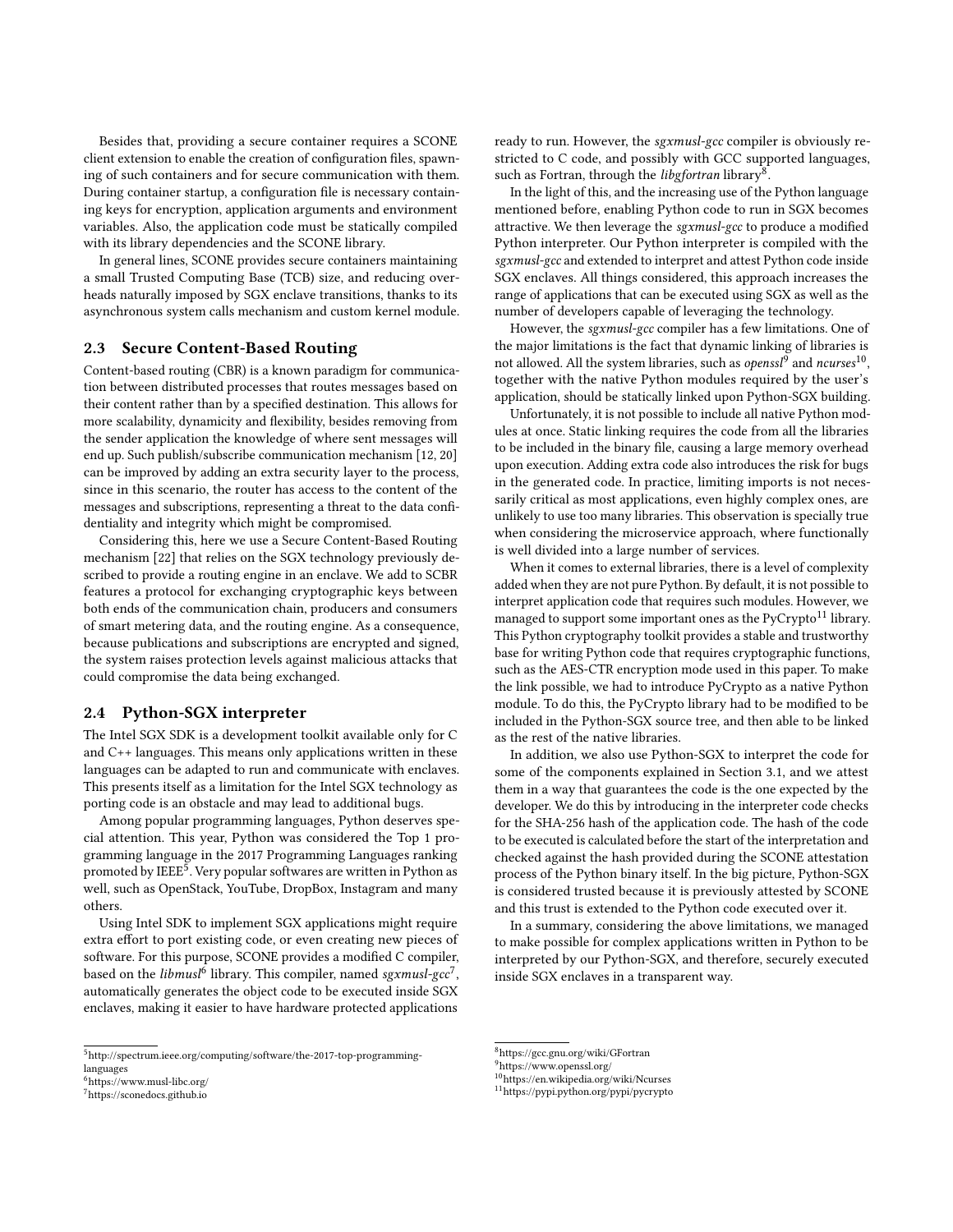Besides that, providing a secure container requires a SCONE client extension to enable the creation of configuration files, spawning of such containers and for secure communication with them. During container startup, a configuration file is necessary containing keys for encryption, application arguments and environment variables. Also, the application code must be statically compiled with its library dependencies and the SCONE library.

In general lines, SCONE provides secure containers maintaining a small Trusted Computing Base (TCB) size, and reducing overheads naturally imposed by SGX enclave transitions, thanks to its asynchronous system calls mechanism and custom kernel module.

## 2.3 Secure Content-Based Routing

Content-based routing (CBR) is a known paradigm for communication between distributed processes that routes messages based on their content rather than by a specified destination. This allows for more scalability, dynamicity and flexibility, besides removing from the sender application the knowledge of where sent messages will end up. Such publish/subscribe communication mechanism [12, 20] can be improved by adding an extra security layer to the process, since in this scenario, the router has access to the content of the messages and subscriptions, representing a threat to the data confidentiality and integrity which might be compromised.

Considering this, here we use a Secure Content-Based Routing mechanism [22] that relies on the SGX technology previously described to provide a routing engine in an enclave. We add to SCBR features a protocol for exchanging cryptographic keys between both ends of the communication chain, producers and consumers of smart metering data, and the routing engine. As a consequence, because publications and subscriptions are encrypted and signed, the system raises protection levels against malicious attacks that could compromise the data being exchanged.

## 2.4 Python-SGX interpreter

The Intel SGX SDK is a development toolkit available only for C and C++ languages. This means only applications written in these languages can be adapted to run and communicate with enclaves. This presents itself as a limitation for the Intel SGX technology as porting code is an obstacle and may lead to additional bugs.

Among popular programming languages, Python deserves special attention. This year, Python was considered the Top 1 programming language in the 2017 Programming Languages ranking promoted by IEEE[5]. Very popular softwares are written in Python as well, such as OpenStack, YouTube, DropBox, Instagram and many others.

Using Intel SDK to implement SGX applications might require extra effort to port existing code, or even creating new pieces of software. For this purpose, SCONE provides a modified C compiler, based on the *libmusl*[6] library. This compiler, named *sgxmusl-gcc*[7], automatically generates the object code to be executed inside SGX enclaves, making it easier to have hardware protected applications ready to run. However, the *sgxmusl-gcc* compiler is obviously restricted to C code, and possibly with GCC supported languages, such as Fortran, through the *libgfortran* library[8].

In the light of this, and the increasing use of the Python language mentioned before, enabling Python code to run in SGX becomes attractive. We then leverage the *sgxmusl-gcc* to produce a modified Python interpreter. Our Python interpreter is compiled with the *sgxmusl-gcc* and extended to interpret and attest Python code inside SGX enclaves. All things considered, this approach increases the range of applications that can be executed using SGX as well as the number of developers capable of leveraging the technology.

However, the *sgxmusl-gcc* compiler has a few limitations. One of the major limitations is the fact that dynamic linking of libraries is not allowed. All the system libraries, such as *openssl*[9] and *ncurses*[10], together with the native Python modules required by the user's application, should be statically linked upon Python-SGX building.

Unfortunately, it is not possible to include all native Python modules at once. Static linking requires the code from all the libraries to be included in the binary file, causing a large memory overhead upon execution. Adding extra code also introduces the risk for bugs in the generated code. In practice, limiting imports is not necessarily critical as most applications, even highly complex ones, are unlikely to use too many libraries. This observation is specially true when considering the microservice approach, where functionally is well divided into a large number of services.

When it comes to external libraries, there is a level of complexity added when they are not pure Python. By default, it is not possible to interpret application code that requires such modules. However, we managed to support some important ones as the PyCrypto[11] library. This Python cryptography toolkit provides a stable and trustworthy base for writing Python code that requires cryptographic functions, such as the AES-CTR encryption mode used in this paper. To make the link possible, we had to introduce PyCrypto as a native Python module. To do this, the PyCrypto library had to be modified to be included in the Python-SGX source tree, and then able to be linked as the rest of the native libraries.

In addition, we also use Python-SGX to interpret the code for some of the components explained in Section 3.1, and we attest them in a way that guarantees the code is the one expected by the developer. We do this by introducing in the interpreter code checks for the SHA-256 hash of the application code. The hash of the code to be executed is calculated before the start of the interpretation and checked against the hash provided during the SCONE attestation process of the Python binary itself. In the big picture, Python-SGX is considered trusted because it is previously attested by SCONE and this trust is extended to the Python code executed over it.

In a summary, considering the above limitations, we managed to make possible for complex applications written in Python to be interpreted by our Python-SGX, and therefore, securely executed inside SGX enclaves in a transparent way.

[5]http://spectrum.ieee.org/computing/software/the-2017-top-programming-languages
[6]https://www.musl-libc.org/
[7]https://sconedocs.github.io
[8]https://gcc.gnu.org/wiki/GFortran
[9]https://www.openssl.org/
[10]https://en.wikipedia.org/wiki/Ncurses
[11]https://pypi.python.org/pypi/pycrypto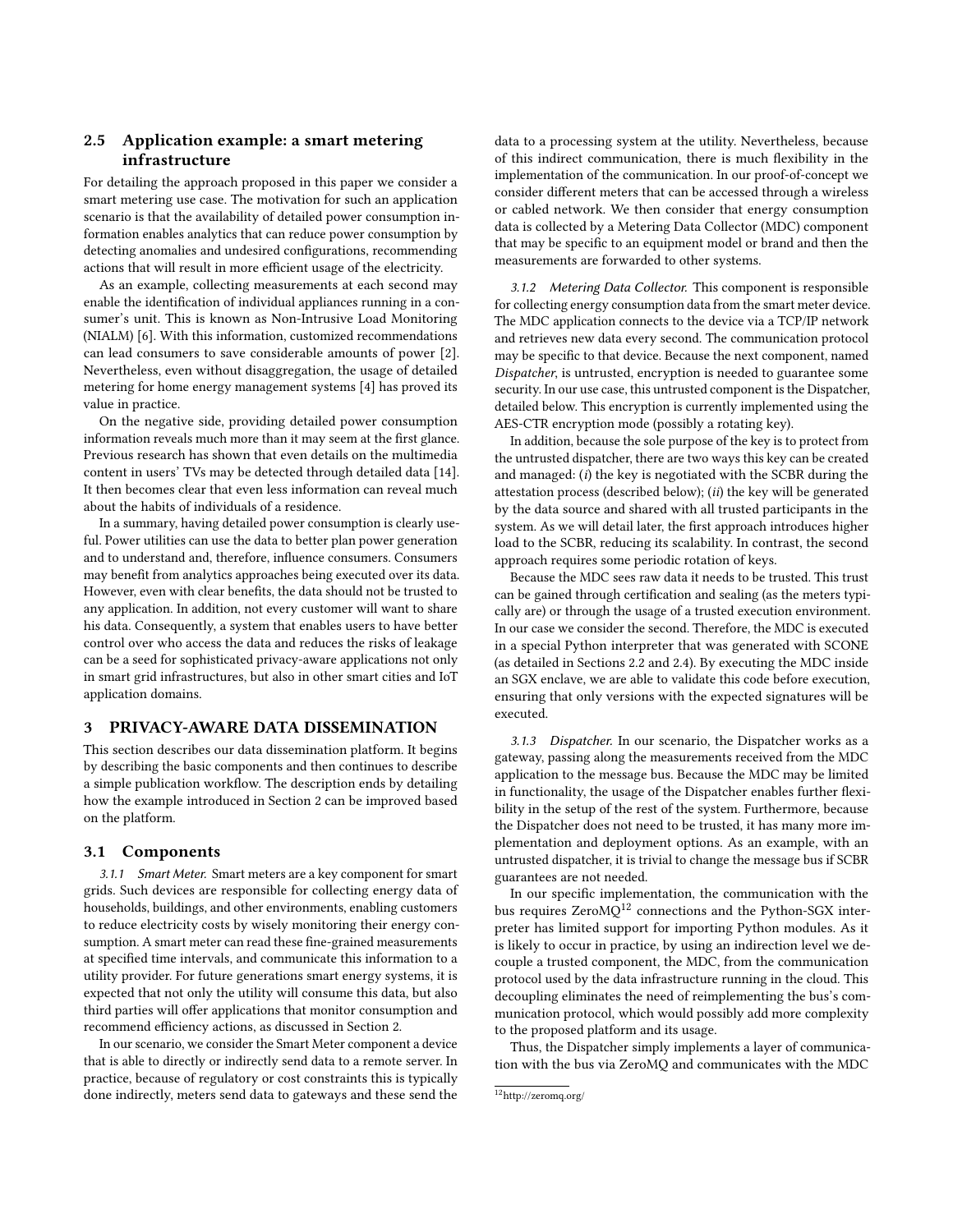### 2.5 Application example: a smart metering infrastructure

For detailing the approach proposed in this paper we consider a smart metering use case. The motivation for such an application scenario is that the availability of detailed power consumption information enables analytics that can reduce power consumption by detecting anomalies and undesired configurations, recommending actions that will result in more efficient usage of the electricity.

As an example, collecting measurements at each second may enable the identification of individual appliances running in a consumer's unit. This is known as Non-Intrusive Load Monitoring (NIALM) [6]. With this information, customized recommendations can lead consumers to save considerable amounts of power [2]. Nevertheless, even without disaggregation, the usage of detailed metering for home energy management systems [4] has proved its value in practice.

On the negative side, providing detailed power consumption information reveals much more than it may seem at the first glance. Previous research has shown that even details on the multimedia content in users' TVs may be detected through detailed data [14]. It then becomes clear that even less information can reveal much about the habits of individuals of a residence.

In a summary, having detailed power consumption is clearly useful. Power utilities can use the data to better plan power generation and to understand and, therefore, influence consumers. Consumers may benefit from analytics approaches being executed over its data. However, even with clear benefits, the data should not be trusted to any application. In addition, not every customer will want to share his data. Consequently, a system that enables users to have better control over who access the data and reduces the risks of leakage can be a seed for sophisticated privacy-aware applications not only in smart grid infrastructures, but also in other smart cities and IoT application domains.

## 3 PRIVACY-AWARE DATA DISSEMINATION

This section describes our data dissemination platform. It begins by describing the basic components and then continues to describe a simple publication workflow. The description ends by detailing how the example introduced in Section 2 can be improved based on the platform.

### 3.1 Components

*3.1.1 Smart Meter.* Smart meters are a key component for smart grids. Such devices are responsible for collecting energy data of households, buildings, and other environments, enabling customers to reduce electricity costs by wisely monitoring their energy consumption. A smart meter can read these fine-grained measurements at specified time intervals, and communicate this information to a utility provider. For future generations smart energy systems, it is expected that not only the utility will consume this data, but also third parties will offer applications that monitor consumption and recommend efficiency actions, as discussed in Section 2.

In our scenario, we consider the Smart Meter component a device that is able to directly or indirectly send data to a remote server. In practice, because of regulatory or cost constraints this is typically done indirectly, meters send data to gateways and these send the data to a processing system at the utility. Nevertheless, because of this indirect communication, there is much flexibility in the implementation of the communication. In our proof-of-concept we consider different meters that can be accessed through a wireless or cabled network. We then consider that energy consumption data is collected by a Metering Data Collector (MDC) component that may be specific to an equipment model or brand and then the measurements are forwarded to other systems.

*3.1.2 Metering Data Collector.* This component is responsible for collecting energy consumption data from the smart meter device. The MDC application connects to the device via a TCP/IP network and retrieves new data every second. The communication protocol may be specific to that device. Because the next component, named *Dispatcher*, is untrusted, encryption is needed to guarantee some security. In our use case, this untrusted component is the Dispatcher, detailed below. This encryption is currently implemented using the AES-CTR encryption mode (possibly a rotating key).

In addition, because the sole purpose of the key is to protect from the untrusted dispatcher, there are two ways this key can be created and managed: (*i*) the key is negotiated with the SCBR during the attestation process (described below); (*ii*) the key will be generated by the data source and shared with all trusted participants in the system. As we will detail later, the first approach introduces higher load to the SCBR, reducing its scalability. In contrast, the second approach requires some periodic rotation of keys.

Because the MDC sees raw data it needs to be trusted. This trust can be gained through certification and sealing (as the meters typically are) or through the usage of a trusted execution environment. In our case we consider the second. Therefore, the MDC is executed in a special Python interpreter that was generated with SCONE (as detailed in Sections 2.2 and 2.4). By executing the MDC inside an SGX enclave, we are able to validate this code before execution, ensuring that only versions with the expected signatures will be executed.

*3.1.3 Dispatcher.* In our scenario, the Dispatcher works as a gateway, passing along the measurements received from the MDC application to the message bus. Because the MDC may be limited in functionality, the usage of the Dispatcher enables further flexibility in the setup of the rest of the system. Furthermore, because the Dispatcher does not need to be trusted, it has many more implementation and deployment options. As an example, with an untrusted dispatcher, it is trivial to change the message bus if SCBR guarantees are not needed.

In our specific implementation, the communication with the bus requires ZeroMQ[12] connections and the Python-SGX interpreter has limited support for importing Python modules. As it is likely to occur in practice, by using an indirection level we decouple a trusted component, the MDC, from the communication protocol used by the data infrastructure running in the cloud. This decoupling eliminates the need of reimplementing the bus's communication protocol, which would possibly add more complexity to the proposed platform and its usage.

Thus, the Dispatcher simply implements a layer of communication with the bus via ZeroMQ and communicates with the MDC

[12] http://zeromq.org/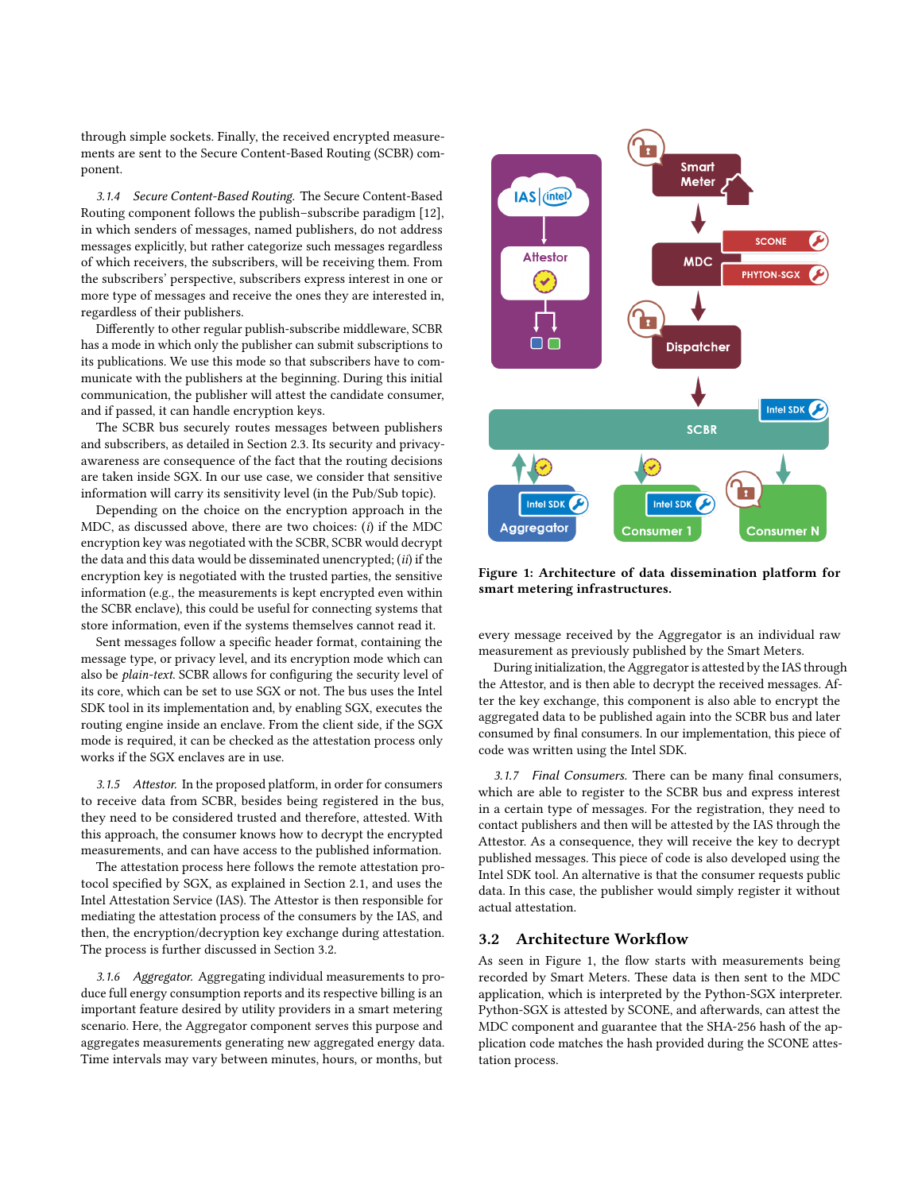through simple sockets. Finally, the received encrypted measurements are sent to the Secure Content-Based Routing (SCBR) component.

*3.1.4 Secure Content-Based Routing.* The Secure Content-Based Routing component follows the publish–subscribe paradigm [12], in which senders of messages, named publishers, do not address messages explicitly, but rather categorize such messages regardless of which receivers, the subscribers, will be receiving them. From the subscribers' perspective, subscribers express interest in one or more type of messages and receive the ones they are interested in, regardless of their publishers.

Differently to other regular publish-subscribe middleware, SCBR has a mode in which only the publisher can submit subscriptions to its publications. We use this mode so that subscribers have to communicate with the publishers at the beginning. During this initial communication, the publisher will attest the candidate consumer, and if passed, it can handle encryption keys.

The SCBR bus securely routes messages between publishers and subscribers, as detailed in Section 2.3. Its security and privacy-awareness are consequence of the fact that the routing decisions are taken inside SGX. In our use case, we consider that sensitive information will carry its sensitivity level (in the Pub/Sub topic).

Depending on the choice on the encryption approach in the MDC, as discussed above, there are two choices: (*i*) if the MDC encryption key was negotiated with the SCBR, SCBR would decrypt the data and this data would be disseminated unencrypted; (*ii*) if the encryption key is negotiated with the trusted parties, the sensitive information (e.g., the measurements is kept encrypted even within the SCBR enclave), this could be useful for connecting systems that store information, even if the systems themselves cannot read it.

Sent messages follow a specific header format, containing the message type, or privacy level, and its encryption mode which can also be *plain-text*. SCBR allows for configuring the security level of its core, which can be set to use SGX or not. The bus uses the Intel SDK tool in its implementation and, by enabling SGX, executes the routing engine inside an enclave. From the client side, if the SGX mode is required, it can be checked as the attestation process only works if the SGX enclaves are in use.

*3.1.5 Attestor.* In the proposed platform, in order for consumers to receive data from SCBR, besides being registered in the bus, they need to be considered trusted and therefore, attested. With this approach, the consumer knows how to decrypt the encrypted measurements, and can have access to the published information.

The attestation process here follows the remote attestation protocol specified by SGX, as explained in Section 2.1, and uses the Intel Attestation Service (IAS). The Attestor is then responsible for mediating the attestation process of the consumers by the IAS, and then, the encryption/decryption key exchange during attestation. The process is further discussed in Section 3.2.

*3.1.6 Aggregator.* Aggregating individual measurements to produce full energy consumption reports and its respective billing is an important feature desired by utility providers in a smart metering scenario. Here, the Aggregator component serves this purpose and aggregates measurements generating new aggregated energy data. Time intervals may vary between minutes, hours, or months, but every message received by the Aggregator is an individual raw measurement as previously published by the Smart Meters.

During initialization, the Aggregator is attested by the IAS through the Attestor, and is then able to decrypt the received messages. After the key exchange, this component is also able to encrypt the aggregated data to be published again into the SCBR bus and later consumed by final consumers. In our implementation, this piece of code was written using the Intel SDK.

*3.1.7 Final Consumers.* There can be many final consumers, which are able to register to the SCBR bus and express interest in a certain type of messages. For the registration, they need to contact publishers and then will be attested by the IAS through the Attestor. As a consequence, they will receive the key to decrypt published messages. This piece of code is also developed using the Intel SDK tool. An alternative is that the consumer requests public data. In this case, the publisher would simply register it without actual attestation.

IAS intel
Attestor
Smart Meter
MDC
SCONE
PHYTON-SGX
Dispatcher
Intel SDK
SCBR
Intel SDK
Aggregator
Intel SDK
Consumer 1
Consumer N

**Figure 1: Architecture of data dissemination platform for smart metering infrastructures.**

## 3.2 Architecture Workflow

As seen in Figure 1, the flow starts with measurements being recorded by Smart Meters. These data is then sent to the MDC application, which is interpreted by the Python-SGX interpreter. Python-SGX is attested by SCONE, and afterwards, can attest the MDC component and guarantee that the SHA-256 hash of the application code matches the hash provided during the SCONE attestation process.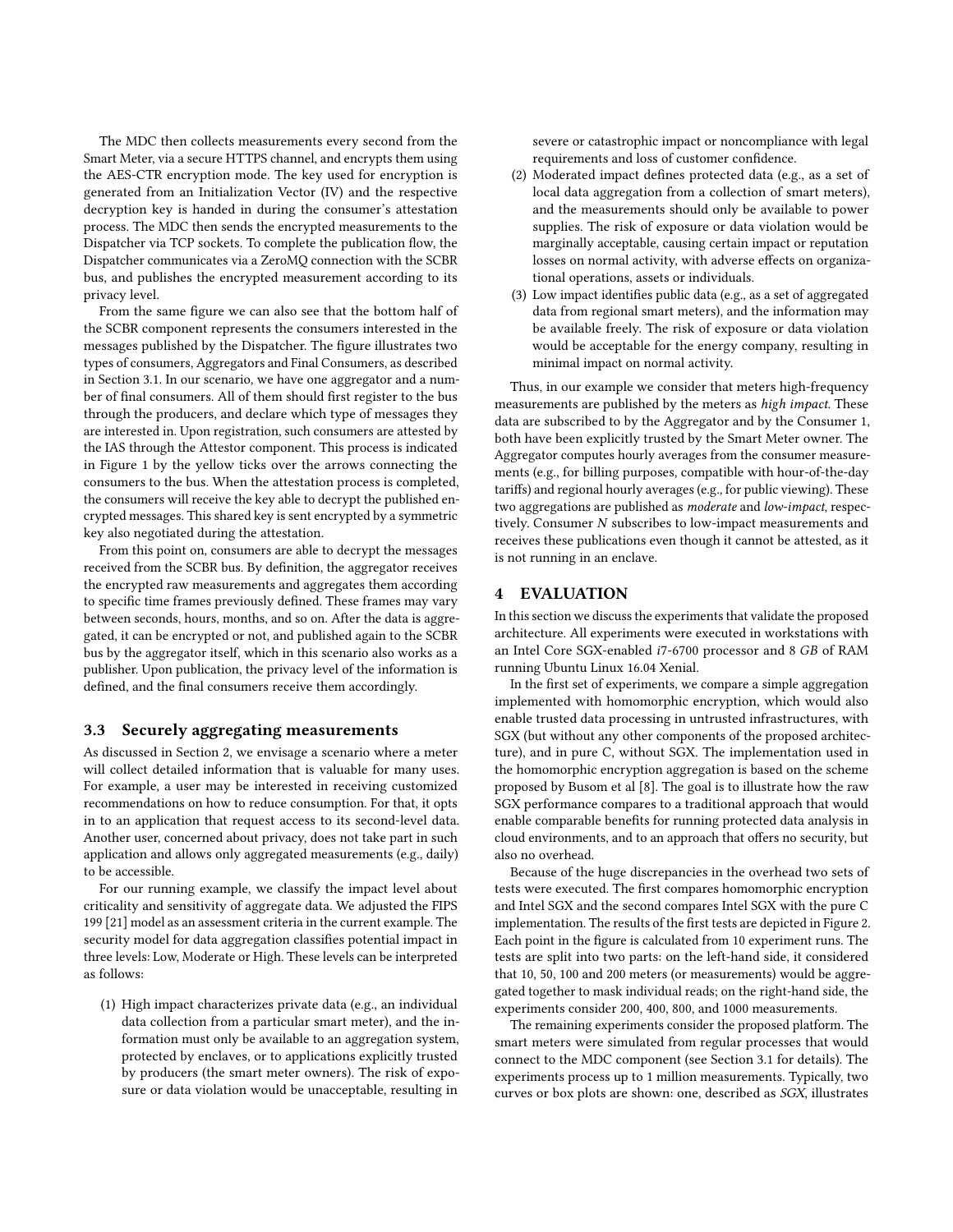The MDC then collects measurements every second from the Smart Meter, via a secure HTTPS channel, and encrypts them using the AES-CTR encryption mode. The key used for encryption is generated from an Initialization Vector (IV) and the respective decryption key is handed in during the consumer's attestation process. The MDC then sends the encrypted measurements to the Dispatcher via TCP sockets. To complete the publication flow, the Dispatcher communicates via a ZeroMQ connection with the SCBR bus, and publishes the encrypted measurement according to its privacy level.

From the same figure we can also see that the bottom half of the SCBR component represents the consumers interested in the messages published by the Dispatcher. The figure illustrates two types of consumers, Aggregators and Final Consumers, as described in Section 3.1. In our scenario, we have one aggregator and a number of final consumers. All of them should first register to the bus through the producers, and declare which type of messages they are interested in. Upon registration, such consumers are attested by the IAS through the Attestor component. This process is indicated in Figure 1 by the yellow ticks over the arrows connecting the consumers to the bus. When the attestation process is completed, the consumers will receive the key able to decrypt the published encrypted messages. This shared key is sent encrypted by a symmetric key also negotiated during the attestation.

From this point on, consumers are able to decrypt the messages received from the SCBR bus. By definition, the aggregator receives the encrypted raw measurements and aggregates them according to specific time frames previously defined. These frames may vary between seconds, hours, months, and so on. After the data is aggregated, it can be encrypted or not, and published again to the SCBR bus by the aggregator itself, which in this scenario also works as a publisher. Upon publication, the privacy level of the information is defined, and the final consumers receive them accordingly.

### 3.3 Securely aggregating measurements

As discussed in Section 2, we envisage a scenario where a meter will collect detailed information that is valuable for many uses. For example, a user may be interested in receiving customized recommendations on how to reduce consumption. For that, it opts in to an application that request access to its second-level data. Another user, concerned about privacy, does not take part in such application and allows only aggregated measurements (e.g., daily) to be accessible.

For our running example, we classify the impact level about criticality and sensitivity of aggregate data. We adjusted the FIPS 199 [21] model as an assessment criteria in the current example. The security model for data aggregation classifies potential impact in three levels: Low, Moderate or High. These levels can be interpreted as follows:

1. High impact characterizes private data (e.g., an individual data collection from a particular smart meter), and the information must only be available to an aggregation system, protected by enclaves, or to applications explicitly trusted by producers (the smart meter owners). The risk of exposure or data violation would be unacceptable, resulting in severe or catastrophic impact or noncompliance with legal requirements and loss of customer confidence.
2. Moderated impact defines protected data (e.g., as a set of local data aggregation from a collection of smart meters), and the measurements should only be available to power supplies. The risk of exposure or data violation would be marginally acceptable, causing certain impact or reputation losses on normal activity, with adverse effects on organizational operations, assets or individuals.
3. Low impact identifies public data (e.g., as a set of aggregated data from regional smart meters), and the information may be available freely. The risk of exposure or data violation would be acceptable for the energy company, resulting in minimal impact on normal activity.

Thus, in our example we consider that meters high-frequency measurements are published by the meters as *high impact*. These data are subscribed to by the Aggregator and by the Consumer 1, both have been explicitly trusted by the Smart Meter owner. The Aggregator computes hourly averages from the consumer measurements (e.g., for billing purposes, compatible with hour-of-the-day tariffs) and regional hourly averages (e.g., for public viewing). These two aggregations are published as *moderate* and *low-impact*, respectively. Consumer $N$ subscribes to low-impact measurements and receives these publications even though it cannot be attested, as it is not running in an enclave.

## 4 EVALUATION

In this section we discuss the experiments that validate the proposed architecture. All experiments were executed in workstations with an Intel Core SGX-enabled *i*7-6700 processor and 8 *GB* of RAM running Ubuntu Linux 16.04 Xenial.

In the first set of experiments, we compare a simple aggregation implemented with homomorphic encryption, which would also enable trusted data processing in untrusted infrastructures, with SGX (but without any other components of the proposed architecture), and in pure C, without SGX. The implementation used in the homomorphic encryption aggregation is based on the scheme proposed by Busom et al [8]. The goal is to illustrate how the raw SGX performance compares to a traditional approach that would enable comparable benefits for running protected data analysis in cloud environments, and to an approach that offers no security, but also no overhead.

Because of the huge discrepancies in the overhead two sets of tests were executed. The first compares homomorphic encryption and Intel SGX and the second compares Intel SGX with the pure C implementation. The results of the first tests are depicted in Figure 2. Each point in the figure is calculated from 10 experiment runs. The tests are split into two parts: on the left-hand side, it considered that 10, 50, 100 and 200 meters (or measurements) would be aggregated together to mask individual reads; on the right-hand side, the experiments consider 200, 400, 800, and 1000 measurements.

The remaining experiments consider the proposed platform. The smart meters were simulated from regular processes that would connect to the MDC component (see Section 3.1 for details). The experiments process up to 1 million measurements. Typically, two curves or box plots are shown: one, described as *SGX*, illustrates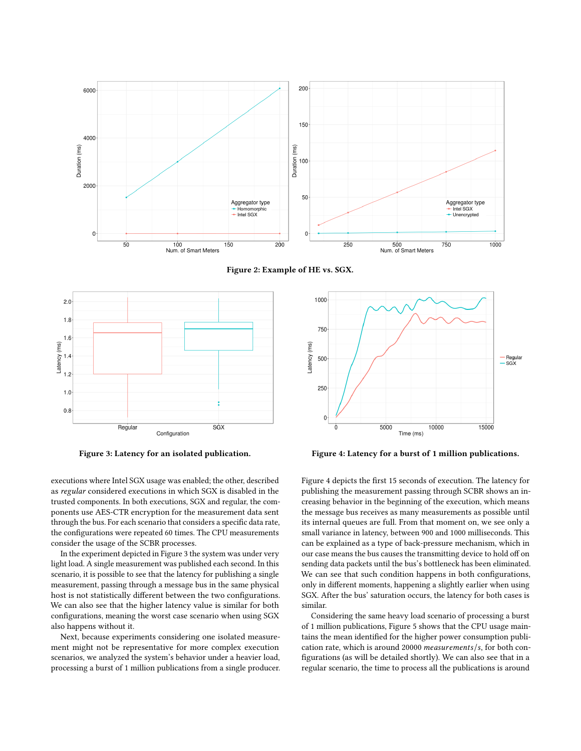Figure 2: Example of HE vs. SGX.

Figure 3: Latency for an isolated publication.

Figure 4: Latency for a burst of 1 million publications.

executions where Intel SGX usage was enabled; the other, described as *regular* considered executions in which SGX is disabled in the trusted components. In both executions, SGX and regular, the components use AES-CTR encryption for the measurement data sent through the bus. For each scenario that considers a specific data rate, the configurations were repeated 60 times. The CPU measurements consider the usage of the SCBR processes.

In the experiment depicted in Figure 3 the system was under very light load. A single measurement was published each second. In this scenario, it is possible to see that the latency for publishing a single measurement, passing through a message bus in the same physical host is not statistically different between the two configurations. We can also see that the higher latency value is similar for both configurations, meaning the worst case scenario when using SGX also happens without it.

Next, because experiments considering one isolated measurement might not be representative for more complex execution scenarios, we analyzed the system's behavior under a heavier load, processing a burst of 1 million publications from a single producer. Figure 4 depicts the first 15 seconds of execution. The latency for publishing the measurement passing through SCBR shows an increasing behavior in the beginning of the execution, which means the message bus receives as many measurements as possible until its internal queues are full. From that moment on, we see only a small variance in latency, between 900 and 1000 milliseconds. This can be explained as a type of back-pressure mechanism, which in our case means the bus causes the transmitting device to hold off on sending data packets until the bus's bottleneck has been eliminated. We can see that such condition happens in both configurations, only in different moments, happening a slightly earlier when using SGX. After the bus' saturation occurs, the latency for both cases is similar.

Considering the same heavy load scenario of processing a burst of 1 million publications, Figure 5 shows that the CPU usage maintains the mean identified for the higher power consumption publication rate, which is around 20000 *measurements/s*, for both configurations (as will be detailed shortly). We can also see that in a regular scenario, the time to process all the publications is around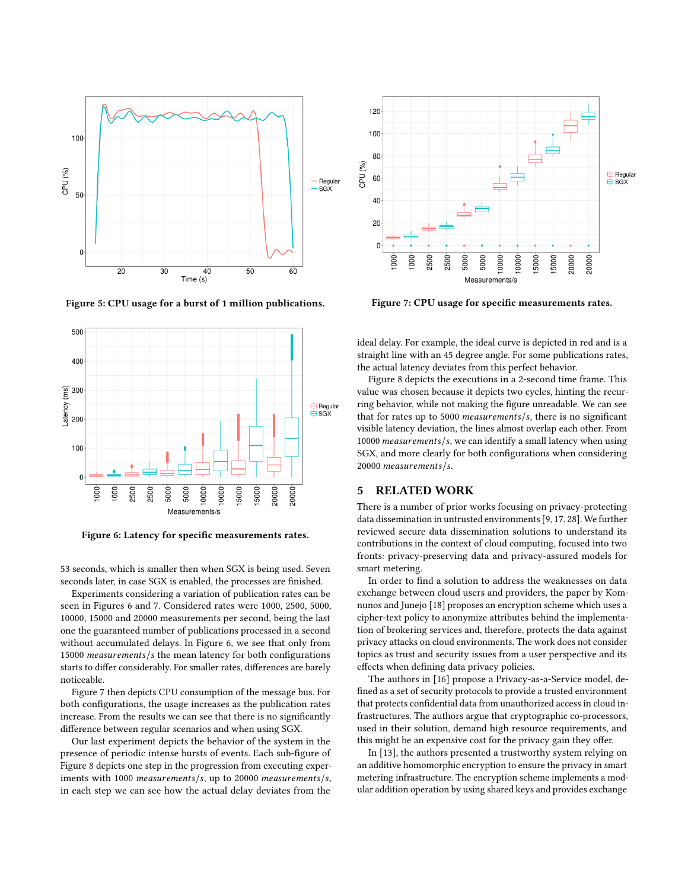Figure 5: CPU usage for a burst of 1 million publications.

Figure 6: Latency for specific measurements rates.

53 seconds, which is smaller then when SGX is being used. Seven seconds later, in case SGX is enabled, the processes are finished.

Experiments considering a variation of publication rates can be seen in Figures 6 and 7. Considered rates were 1000, 2500, 5000, 10000, 15000 and 20000 measurements per second, being the last one the guaranteed number of publications processed in a second without accumulated delays. In Figure 6, we see that only from 15000 *measurements/s* the mean latency for both configurations starts to differ considerably. For smaller rates, differences are barely noticeable.

Figure 7 then depicts CPU consumption of the message bus. For both configurations, the usage increases as the publication rates increase. From the results we can see that there is no significantly difference between regular scenarios and when using SGX.

Our last experiment depicts the behavior of the system in the presence of periodic intense bursts of events. Each sub-figure of Figure 8 depicts one step in the progression from executing experiments with 1000 *measurements/s*, up to 20000 *measurements/s*, in each step we can see how the actual delay deviates from the ideal delay. For example, the ideal curve is depicted in red and is a straight line with an 45 degree angle. For some publications rates, the actual latency deviates from this perfect behavior.

Figure 7: CPU usage for specific measurements rates.

Figure 8 depicts the executions in a 2-second time frame. This value was chosen because it depicts two cycles, hinting the recurring behavior, while not making the figure unreadable. We can see that for rates up to 5000 *measurements/s*, there is no significant visible latency deviation, the lines almost overlap each other. From 10000 *measurements/s*, we can identify a small latency when using SGX, and more clearly for both configurations when considering 20000 *measurements/s*.

## 5 RELATED WORK

There is a number of prior works focusing on privacy-protecting data dissemination in untrusted environments [9, 17, 28]. We further reviewed secure data dissemination solutions to understand its contributions in the context of cloud computing, focused into two fronts: privacy-preserving data and privacy-assured models for smart metering.

In order to find a solution to address the weaknesses on data exchange between cloud users and providers, the paper by Kommunos and Junejo [18] proposes an encryption scheme which uses a cipher-text policy to anonymize attributes behind the implementation of brokering services and, therefore, protects the data against privacy attacks on cloud environments. The work does not consider topics as trust and security issues from a user perspective and its effects when defining data privacy policies.

The authors in [16] propose a Privacy-as-a-Service model, defined as a set of security protocols to provide a trusted environment that protects confidential data from unauthorized access in cloud infrastructures. The authors argue that cryptographic co-processors, used in their solution, demand high resource requirements, and this might be an expensive cost for the privacy gain they offer.

In [13], the authors presented a trustworthy system relying on an additive homomorphic encryption to ensure the privacy in smart metering infrastructure. The encryption scheme implements a modular addition operation by using shared keys and provides exchange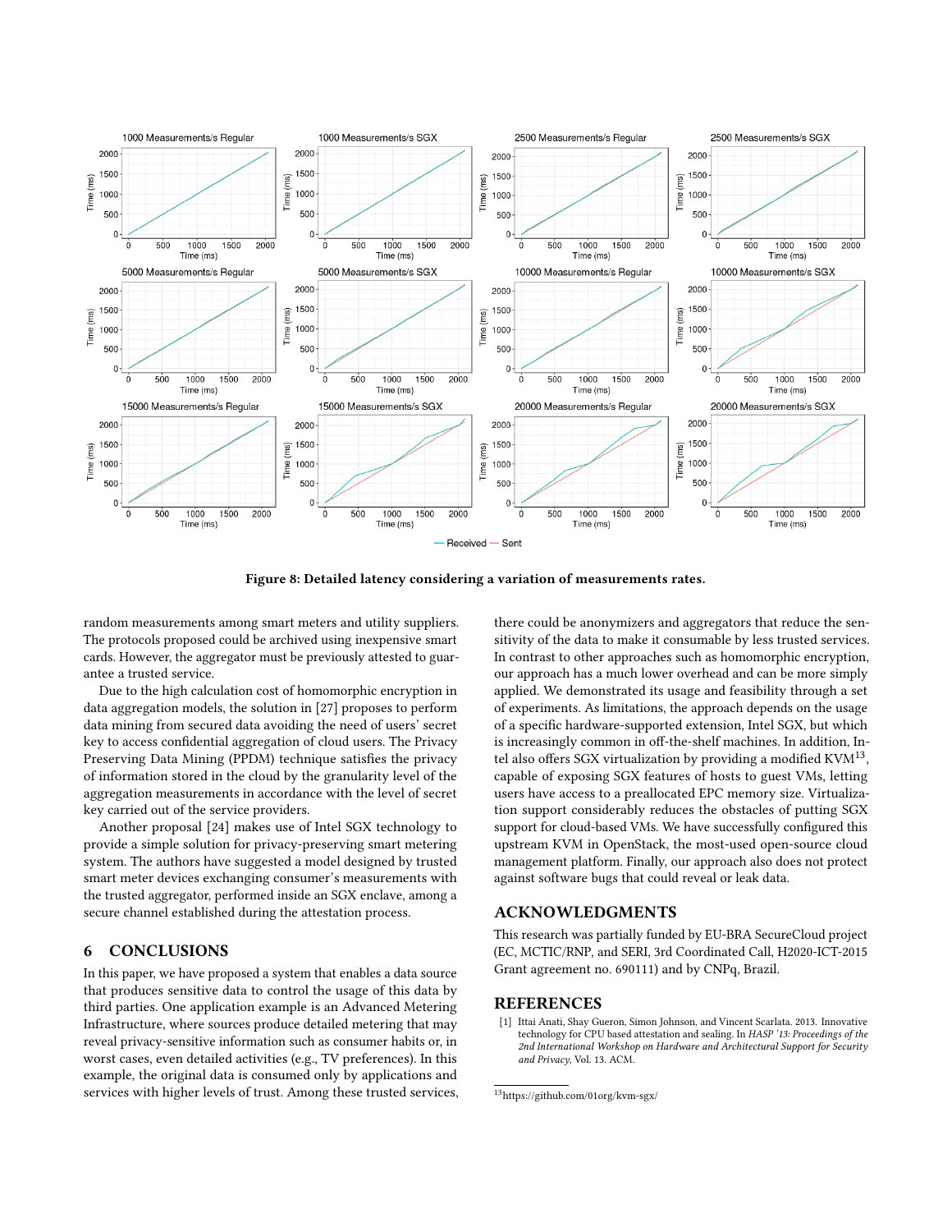1000 Measurements/s Regular
1000 Measurements/s SGX
2500 Measurements/s Regular
2500 Measurements/s SGX
5000 Measurements/s Regular
5000 Measurements/s SGX
10000 Measurements/s Regular
10000 Measurements/s SGX
15000 Measurements/s Regular
15000 Measurements/s SGX
20000 Measurements/s Regular
20000 Measurements/s SGX

Time (ms)
0 500 1000 1500 2000
Time (ms)
0 500 1000 1500 2000

— Received — Sent

**Figure 8: Detailed latency considering a variation of measurements rates.**

random measurements among smart meters and utility suppliers. The protocols proposed could be archived using inexpensive smart cards. However, the aggregator must be previously attested to guarantee a trusted service.

Due to the high calculation cost of homomorphic encryption in data aggregation models, the solution in [27] proposes to perform data mining from secured data avoiding the need of users' secret key to access confidential aggregation of cloud users. The Privacy Preserving Data Mining (PPDM) technique satisfies the privacy of information stored in the cloud by the granularity level of the aggregation measurements in accordance with the level of secret key carried out of the service providers.

Another proposal [24] makes use of Intel SGX technology to provide a simple solution for privacy-preserving smart metering system. The authors have suggested a model designed by trusted smart meter devices exchanging consumer's measurements with the trusted aggregator, performed inside an SGX enclave, among a secure channel established during the attestation process.

## 6 CONCLUSIONS

In this paper, we have proposed a system that enables a data source that produces sensitive data to control the usage of this data by third parties. One application example is an Advanced Metering Infrastructure, where sources produce detailed metering that may reveal privacy-sensitive information such as consumer habits or, in worst cases, even detailed activities (e.g., TV preferences). In this example, the original data is consumed only by applications and services with higher levels of trust. Among these trusted services, there could be anonymizers and aggregators that reduce the sensitivity of the data to make it consumable by less trusted services. In contrast to other approaches such as homomorphic encryption, our approach has a much lower overhead and can be more simply applied. We demonstrated its usage and feasibility through a set of experiments. As limitations, the approach depends on the usage of a specific hardware-supported extension, Intel SGX, but which is increasingly common in off-the-shelf machines. In addition, Intel also offers SGX virtualization by providing a modified KVM[13], capable of exposing SGX features of hosts to guest VMs, letting users have access to a preallocated EPC memory size. Virtualization support considerably reduces the obstacles of putting SGX support for cloud-based VMs. We have successfully configured this upstream KVM in OpenStack, the most-used open-source cloud management platform. Finally, our approach also does not protect against software bugs that could reveal or leak data.

## ACKNOWLEDGMENTS

This research was partially funded by EU-BRA SecureCloud project (EC, MCTIC/RNP, and SERI, 3rd Coordinated Call, H2020-ICT-2015 Grant agreement no. 690111) and by CNPq, Brazil.

## REFERENCES

[1] Ittai Anati, Shay Gueron, Simon Johnson, and Vincent Scarlata. 2013. Innovative technology for CPU based attestation and sealing. In *HASP '13: Proceedings of the 2nd International Workshop on Hardware and Architectural Support for Security and Privacy*, Vol. 13. ACM.

[13] https://github.com/01org/kvm-sgx/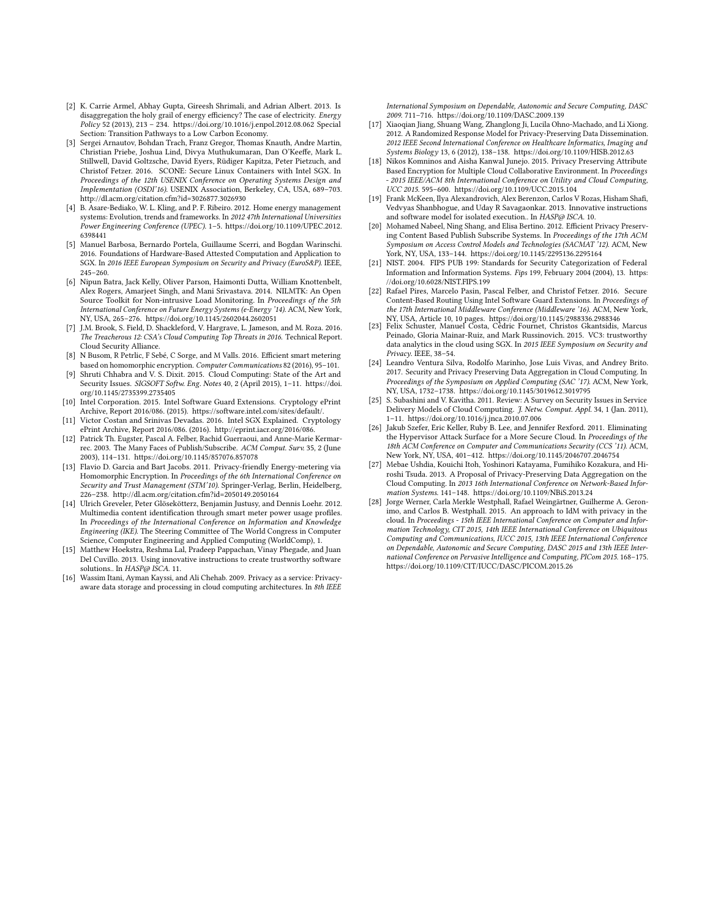- [2] K. Carrie Armel, Abhay Gupta, Gireesh Shrimali, and Adrian Albert. 2013. Is disaggregation the holy grail of energy efficiency? The case of electricity. *Energy Policy* 52 (2013), 213 – 234. https://doi.org/10.1016/j.enpol.2012.08.062 Special Section: Transition Pathways to a Low Carbon Economy.
- [3] Sergei Arnautov, Bohdan Trach, Franz Gregor, Thomas Knauth, Andre Martin, Christian Priebe, Joshua Lind, Divya Muthukumaran, Dan O'Keeffe, Mark L. Stillwell, David Goltzsche, David Eyers, Rüdiger Kapitza, Peter Pietzuch, and Christof Fetzer. 2016. SCONE: Secure Linux Containers with Intel SGX. In *Proceedings of the 12th USENIX Conference on Operating Systems Design and Implementation (OSDI'16)*. USENIX Association, Berkeley, CA, USA, 689–703. http://dl.acm.org/citation.cfm?id=3026877.3026930
- [4] B. Asare-Bediako, W. L. Kling, and P. F. Ribeiro. 2012. Home energy management systems: Evolution, trends and frameworks. In *2012 47th International Universities Power Engineering Conference (UPEC)*. 1–5. https://doi.org/10.1109/UPEC.2012.6398441
- [5] Manuel Barbosa, Bernardo Portela, Guillaume Scerri, and Bogdan Warinschi. 2016. Foundations of Hardware-Based Attested Computation and Application to SGX. In *2016 IEEE European Symposium on Security and Privacy (EuroS&P)*. IEEE, 245–260.
- [6] Nipun Batra, Jack Kelly, Oliver Parson, Haimonti Dutta, William Knottenbelt, Alex Rogers, Amarjeet Singh, and Mani Srivastava. 2014. NILMTK: An Open Source Toolkit for Non-intrusive Load Monitoring. In *Proceedings of the 5th International Conference on Future Energy Systems (e-Energy '14)*. ACM, New York, NY, USA, 265–276. https://doi.org/10.1145/2602044.2602051
- [7] J.M. Brook, S. Field, D. Shackleford, V. Hargrave, L. Jameson, and M. Roza. 2016. *The Treacherous 12: CSA's Cloud Computing Top Threats in 2016.* Technical Report. Cloud Security Alliance.
- [8] N Busom, R Petrlic, F Sebé, C Sorge, and M Valls. 2016. Efficient smart metering based on homomorphic encryption. *Computer Communications* 82 (2016), 95–101.
- [9] Shruti Chhabra and V. S. Dixit. 2015. Cloud Computing: State of the Art and Security Issues. *SIGSOFT Softw. Eng. Notes* 40, 2 (April 2015), 1–11. https://doi.org/10.1145/2735399.2735405
- [10] Intel Corporation. 2015. Intel Software Guard Extensions. Cryptology ePrint Archive, Report 2016/086. (2015). https://software.intel.com/sites/default/.
- [11] Victor Costan and Srinivas Devadas. 2016. Intel SGX Explained. Cryptology ePrint Archive, Report 2016/086. (2016). http://eprint.iacr.org/2016/086.
- [12] Patrick Th. Eugster, Pascal A. Felber, Rachid Guerraoui, and Anne-Marie Kermarrec. 2003. The Many Faces of Publish/Subscribe. *ACM Comput. Surv.* 35, 2 (June 2003), 114–131. https://doi.org/10.1145/857076.857078
- [13] Flavio D. Garcia and Bart Jacobs. 2011. Privacy-friendly Energy-metering via Homomorphic Encryption. In *Proceedings of the 6th International Conference on Security and Trust Management (STM'10)*. Springer-Verlag, Berlin, Heidelberg, 226–238. http://dl.acm.org/citation.cfm?id=2050149.2050164
- [14] Ulrich Greveler, Peter Glösekötterz, Benjamin Justusy, and Dennis Loehr. 2012. Multimedia content identification through smart meter power usage profiles. In *Proceedings of the International Conference on Information and Knowledge Engineering (IKE)*. The Steering Committee of The World Congress in Computer Science, Computer Engineering and Applied Computing (WorldComp), 1.
- [15] Matthew Hoekstra, Reshma Lal, Pradeep Pappachan, Vinay Phegade, and Juan Del Cuvillo. 2013. Using innovative instructions to create trustworthy software solutions.. In *HASP@ ISCA*. 11.
- [16] Wassim Itani, Ayman Kayssi, and Ali Chehab. 2009. Privacy as a service: Privacy-aware data storage and processing in cloud computing architectures. In *8th IEEE International Symposium on Dependable, Autonomic and Secure Computing, DASC 2009*. 711–716. https://doi.org/10.1109/DASC.2009.139
- [17] Xiaoqian Jiang, Shuang Wang, Zhanglong Ji, Lucila Ohno-Machado, and Li Xiong. 2012. A Randomized Response Model for Privacy-Preserving Data Dissemination. *2012 IEEE Second International Conference on Healthcare Informatics, Imaging and Systems Biology* 13, 6 (2012), 138–138. https://doi.org/10.1109/HISB.2012.63
- [18] Nikos Komninos and Aisha Kanwal Junejo. 2015. Privacy Preserving Attribute Based Encryption for Multiple Cloud Collaborative Environment. In *Proceedings - 2015 IEEE/ACM 8th International Conference on Utility and Cloud Computing, UCC 2015*. 595–600. https://doi.org/10.1109/UCC.2015.104
- [19] Frank McKeen, Ilya Alexandrovich, Alex Berenzon, Carlos V Rozas, Hisham Shafi, Vedvyas Shanbhogue, and Uday R Savagaonkar. 2013. Innovative instructions and software model for isolated execution.. In *HASP@ ISCA*. 10.
- [20] Mohamed Nabeel, Ning Shang, and Elisa Bertino. 2012. Efficient Privacy Preserving Content Based Publish Subscribe Systems. In *Proceedings of the 17th ACM Symposium on Access Control Models and Technologies (SACMAT '12)*. ACM, New York, NY, USA, 133–144. https://doi.org/10.1145/2295136.2295164
- [21] NIST. 2004. FIPS PUB 199: Standards for Security Categorization of Federal Information and Information Systems. *Fips* 199, February 2004 (2004), 13. https://doi.org/10.6028/NIST.FIPS.199
- [22] Rafael Pires, Marcelo Pasin, Pascal Felber, and Christof Fetzer. 2016. Secure Content-Based Routing Using Intel Software Guard Extensions. In *Proceedings of the 17th International Middleware Conference (Middleware '16)*. ACM, New York, NY, USA, Article 10, 10 pages. https://doi.org/10.1145/2988336.2988346
- [23] Felix Schuster, Manuel Costa, Cédric Fournet, Christos Gkantsidis, Marcus Peinado, Gloria Mainar-Ruiz, and Mark Russinovich. 2015. VC3: trustworthy data analytics in the cloud using SGX. In *2015 IEEE Symposium on Security and Privacy*. IEEE, 38–54.
- [24] Leandro Ventura Silva, Rodolfo Marinho, Jose Luis Vivas, and Andrey Brito. 2017. Security and Privacy Preserving Data Aggregation in Cloud Computing. In *Proceedings of the Symposium on Applied Computing (SAC '17)*. ACM, New York, NY, USA, 1732–1738. https://doi.org/10.1145/3019612.3019795
- [25] S. Subashini and V. Kavitha. 2011. Review: A Survey on Security Issues in Service Delivery Models of Cloud Computing. *J. Netw. Comput. Appl.* 34, 1 (Jan. 2011), 1–11. https://doi.org/10.1016/j.jnca.2010.07.006
- [26] Jakub Szefer, Eric Keller, Ruby B. Lee, and Jennifer Rexford. 2011. Eliminating the Hypervisor Attack Surface for a More Secure Cloud. In *Proceedings of the 18th ACM Conference on Computer and Communications Security (CCS '11)*. ACM, New York, NY, USA, 401–412. https://doi.org/10.1145/2046707.2046754
- [27] Mebae Ushdia, Kouichi Itoh, Yoshinori Katayama, Fumihiko Kozakura, and Hiroshi Tsuda. 2013. A Proposal of Privacy-Preserving Data Aggregation on the Cloud Computing. In *2013 16th International Conference on Network-Based Information Systems*. 141–148. https://doi.org/10.1109/NBiS.2013.24
- [28] Jorge Werner, Carla Merkle Westphall, Rafael Weingärtner, Guilherme A. Geronimo, and Carlos B. Westphall. 2015. An approach to IdM with privacy in the cloud. In *Proceedings - 15th IEEE International Conference on Computer and Information Technology, CIT 2015, 14th IEEE International Conference on Ubiquitous Computing and Communications, IUCC 2015, 13th IEEE International Conference on Dependable, Autonomic and Secure Computing, DASC 2015 and 13th IEEE International Conference on Pervasive Intelligence and Computing, PICom 2015*. 168–175. https://doi.org/10.1109/CIT/IUCC/DASC/PICOM.2015.26